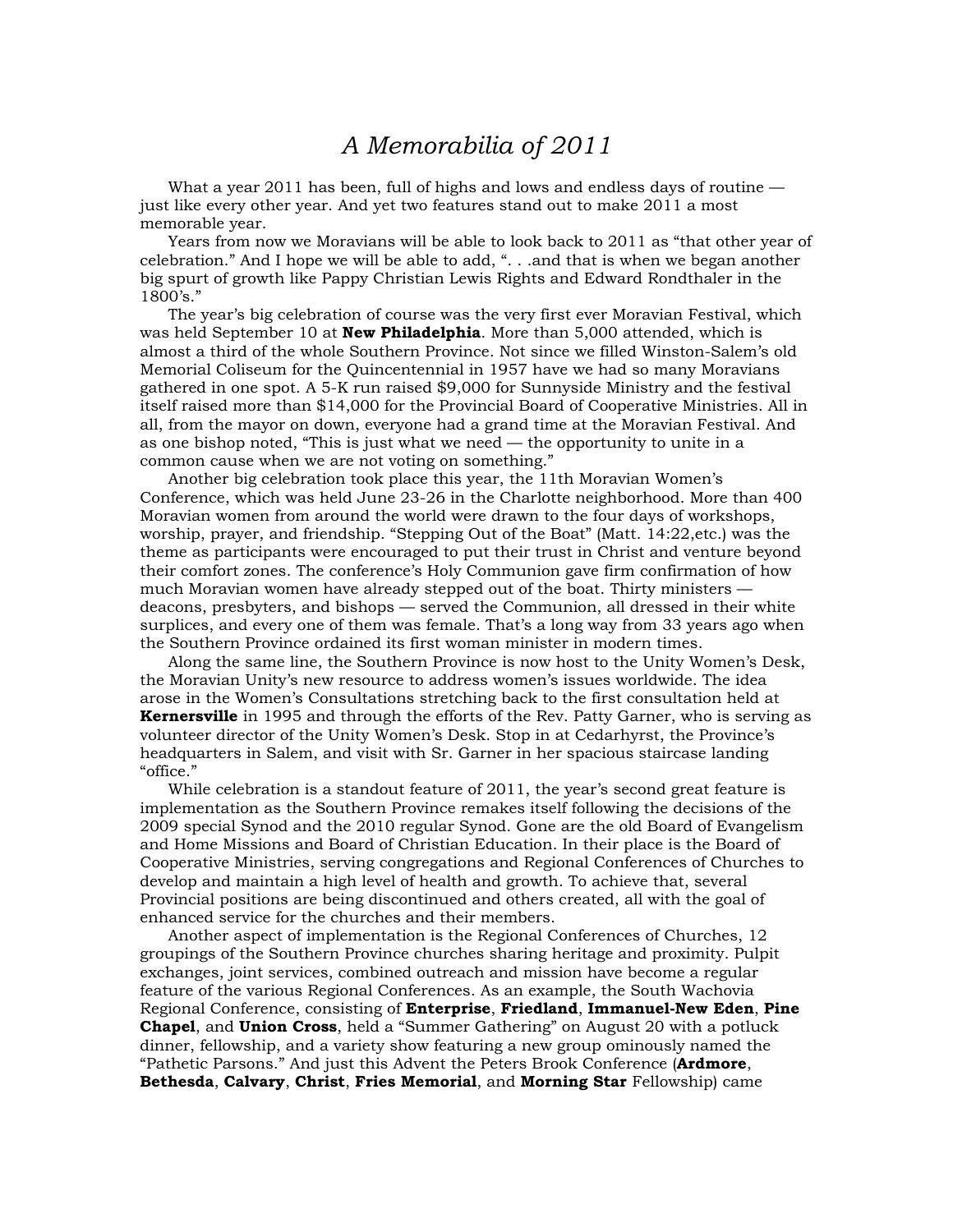# *A Memorabilia of 2011*

What a year 2011 has been, full of highs and lows and endless days of routine — just like every other year. And yet two features stand out to make 2011 a most memorable year.

Years from now we Moravians will be able to look back to 2011 as "that other year of celebration." And I hope we will be able to add, ". . .and that is when we began another big spurt of growth like Pappy Christian Lewis Rights and Edward Rondthaler in the 1800's."

The year's big celebration of course was the very first ever Moravian Festival, which was held September 10 at **New Philadelphia**. More than 5,000 attended, which is almost a third of the whole Southern Province. Not since we filled Winston-Salem's old Memorial Coliseum for the Quincentennial in 1957 have we had so many Moravians gathered in one spot. A 5-K run raised $9,000 for Sunnyside Ministry and the festival itself raised more than $14,000 for the Provincial Board of Cooperative Ministries. All in all, from the mayor on down, everyone had a grand time at the Moravian Festival. And as one bishop noted, "This is just what we need — the opportunity to unite in a common cause when we are not voting on something."

Another big celebration took place this year, the 11th Moravian Women's Conference, which was held June 23-26 in the Charlotte neighborhood. More than 400 Moravian women from around the world were drawn to the four days of workshops, worship, prayer, and friendship. "Stepping Out of the Boat" (Matt. 14:22,etc.) was the theme as participants were encouraged to put their trust in Christ and venture beyond their comfort zones. The conference's Holy Communion gave firm confirmation of how much Moravian women have already stepped out of the boat. Thirty ministers — deacons, presbyters, and bishops — served the Communion, all dressed in their white surplices, and every one of them was female. That's a long way from 33 years ago when the Southern Province ordained its first woman minister in modern times.

Along the same line, the Southern Province is now host to the Unity Women's Desk, the Moravian Unity's new resource to address women's issues worldwide. The idea arose in the Women's Consultations stretching back to the first consultation held at **Kernersville** in 1995 and through the efforts of the Rev. Patty Garner, who is serving as volunteer director of the Unity Women's Desk. Stop in at Cedarhyrst, the Province's headquarters in Salem, and visit with Sr. Garner in her spacious staircase landing "office."

While celebration is a standout feature of 2011, the year's second great feature is implementation as the Southern Province remakes itself following the decisions of the 2009 special Synod and the 2010 regular Synod. Gone are the old Board of Evangelism and Home Missions and Board of Christian Education. In their place is the Board of Cooperative Ministries, serving congregations and Regional Conferences of Churches to develop and maintain a high level of health and growth. To achieve that, several Provincial positions are being discontinued and others created, all with the goal of enhanced service for the churches and their members.

Another aspect of implementation is the Regional Conferences of Churches, 12 groupings of the Southern Province churches sharing heritage and proximity. Pulpit exchanges, joint services, combined outreach and mission have become a regular feature of the various Regional Conferences. As an example, the South Wachovia Regional Conference, consisting of **Enterprise**, **Friedland**, **Immanuel-New Eden**, **Pine Chapel**, and **Union Cross**, held a "Summer Gathering" on August 20 with a potluck dinner, fellowship, and a variety show featuring a new group ominously named the "Pathetic Parsons." And just this Advent the Peters Brook Conference (**Ardmore**, **Bethesda**, **Calvary**, **Christ**, **Fries Memorial**, and **Morning Star** Fellowship) came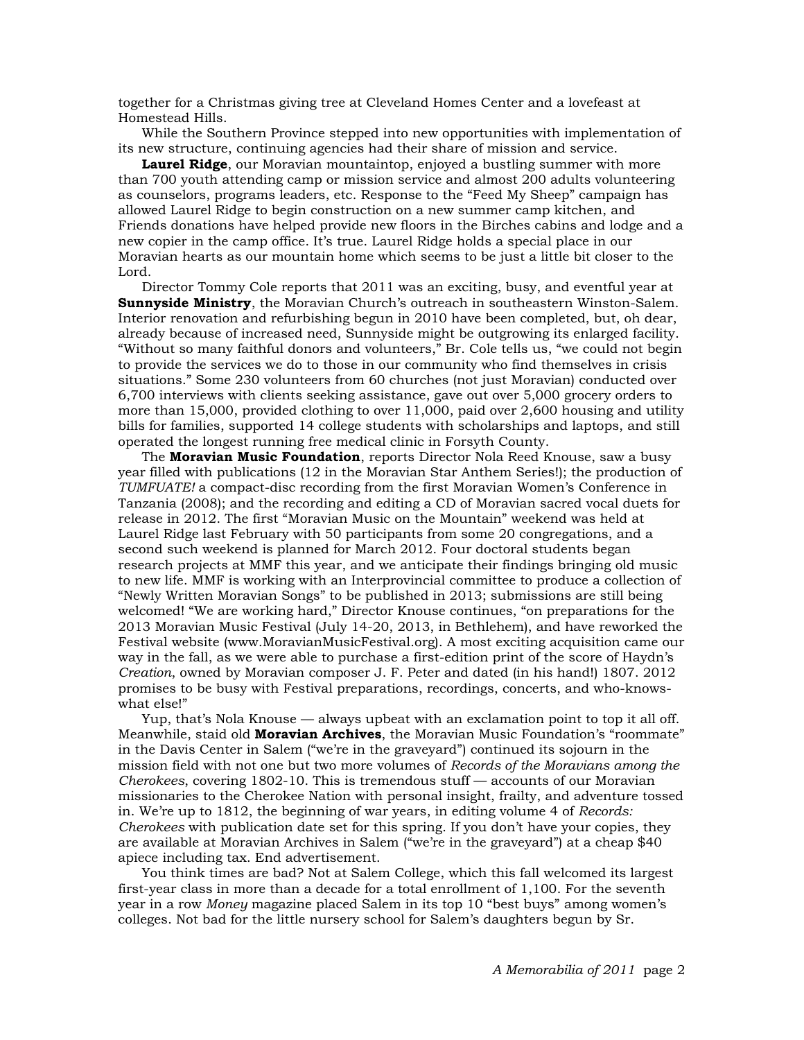together for a Christmas giving tree at Cleveland Homes Center and a lovefeast at Homestead Hills.

While the Southern Province stepped into new opportunities with implementation of its new structure, continuing agencies had their share of mission and service.

**Laurel Ridge**, our Moravian mountaintop, enjoyed a bustling summer with more than 700 youth attending camp or mission service and almost 200 adults volunteering as counselors, programs leaders, etc. Response to the "Feed My Sheep" campaign has allowed Laurel Ridge to begin construction on a new summer camp kitchen, and Friends donations have helped provide new floors in the Birches cabins and lodge and a new copier in the camp office. It's true. Laurel Ridge holds a special place in our Moravian hearts as our mountain home which seems to be just a little bit closer to the Lord.

Director Tommy Cole reports that 2011 was an exciting, busy, and eventful year at **Sunnyside Ministry**, the Moravian Church's outreach in southeastern Winston-Salem. Interior renovation and refurbishing begun in 2010 have been completed, but, oh dear, already because of increased need, Sunnyside might be outgrowing its enlarged facility. "Without so many faithful donors and volunteers," Br. Cole tells us, "we could not begin to provide the services we do to those in our community who find themselves in crisis situations." Some 230 volunteers from 60 churches (not just Moravian) conducted over 6,700 interviews with clients seeking assistance, gave out over 5,000 grocery orders to more than 15,000, provided clothing to over 11,000, paid over 2,600 housing and utility bills for families, supported 14 college students with scholarships and laptops, and still operated the longest running free medical clinic in Forsyth County.

The **Moravian Music Foundation**, reports Director Nola Reed Knouse, saw a busy year filled with publications (12 in the Moravian Star Anthem Series!); the production of *TUMFUATE!* a compact-disc recording from the first Moravian Women's Conference in Tanzania (2008); and the recording and editing a CD of Moravian sacred vocal duets for release in 2012. The first "Moravian Music on the Mountain" weekend was held at Laurel Ridge last February with 50 participants from some 20 congregations, and a second such weekend is planned for March 2012. Four doctoral students began research projects at MMF this year, and we anticipate their findings bringing old music to new life. MMF is working with an Interprovincial committee to produce a collection of "Newly Written Moravian Songs" to be published in 2013; submissions are still being welcomed! "We are working hard," Director Knouse continues, "on preparations for the 2013 Moravian Music Festival (July 14-20, 2013, in Bethlehem), and have reworked the Festival website (www.MoravianMusicFestival.org). A most exciting acquisition came our way in the fall, as we were able to purchase a first-edition print of the score of Haydn's *Creation*, owned by Moravian composer J. F. Peter and dated (in his hand!) 1807. 2012 promises to be busy with Festival preparations, recordings, concerts, and who-knows-what else!"

Yup, that's Nola Knouse — always upbeat with an exclamation point to top it all off. Meanwhile, staid old **Moravian Archives**, the Moravian Music Foundation's "roommate" in the Davis Center in Salem ("we're in the graveyard") continued its sojourn in the mission field with not one but two more volumes of *Records of the Moravians among the Cherokees*, covering 1802-10. This is tremendous stuff — accounts of our Moravian missionaries to the Cherokee Nation with personal insight, frailty, and adventure tossed in. We're up to 1812, the beginning of war years, in editing volume 4 of *Records: Cherokees* with publication date set for this spring. If you don't have your copies, they are available at Moravian Archives in Salem ("we're in the graveyard") at a cheap $40 apiece including tax. End advertisement.

You think times are bad? Not at Salem College, which this fall welcomed its largest first-year class in more than a decade for a total enrollment of 1,100. For the seventh year in a row *Money* magazine placed Salem in its top 10 "best buys" among women's colleges. Not bad for the little nursery school for Salem's daughters begun by Sr.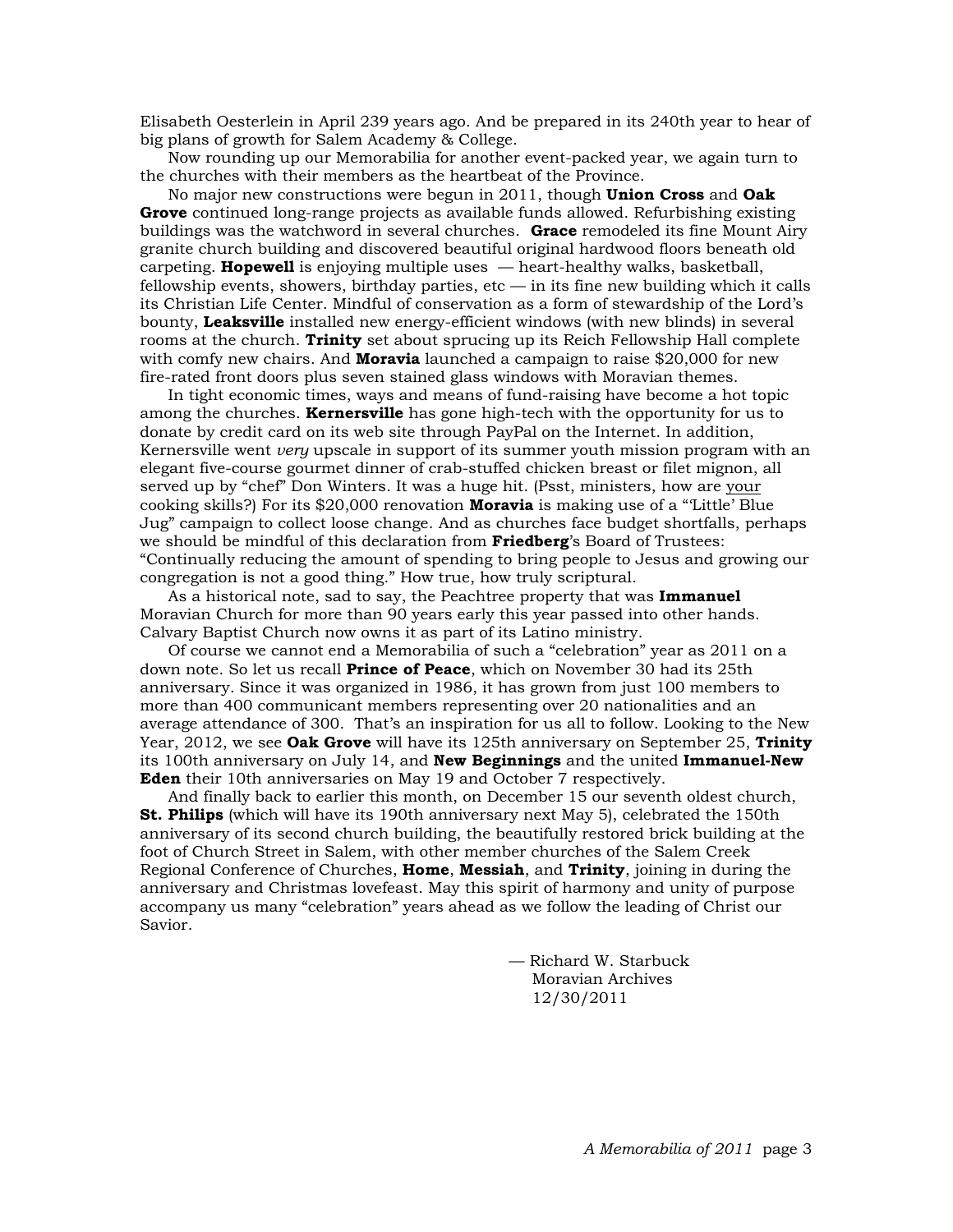Elisabeth Oesterlein in April 239 years ago. And be prepared in its 240th year to hear of big plans of growth for Salem Academy & College.

Now rounding up our Memorabilia for another event-packed year, we again turn to the churches with their members as the heartbeat of the Province.

No major new constructions were begun in 2011, though **Union Cross** and **Oak Grove** continued long-range projects as available funds allowed. Refurbishing existing buildings was the watchword in several churches. **Grace** remodeled its fine Mount Airy granite church building and discovered beautiful original hardwood floors beneath old carpeting. **Hopewell** is enjoying multiple uses — heart-healthy walks, basketball, fellowship events, showers, birthday parties, etc — in its fine new building which it calls its Christian Life Center. Mindful of conservation as a form of stewardship of the Lord's bounty, **Leaksville** installed new energy-efficient windows (with new blinds) in several rooms at the church. **Trinity** set about sprucing up its Reich Fellowship Hall complete with comfy new chairs. And **Moravia** launched a campaign to raise $20,000 for new fire-rated front doors plus seven stained glass windows with Moravian themes.

In tight economic times, ways and means of fund-raising have become a hot topic among the churches. **Kernersville** has gone high-tech with the opportunity for us to donate by credit card on its web site through PayPal on the Internet. In addition, Kernersville went *very* upscale in support of its summer youth mission program with an elegant five-course gourmet dinner of crab-stuffed chicken breast or filet mignon, all served up by "chef" Don Winters. It was a huge hit. (Psst, ministers, how are your cooking skills?) For its $20,000 renovation **Moravia** is making use of a "'Little' Blue Jug" campaign to collect loose change. And as churches face budget shortfalls, perhaps we should be mindful of this declaration from **Friedberg**'s Board of Trustees: "Continually reducing the amount of spending to bring people to Jesus and growing our congregation is not a good thing." How true, how truly scriptural.

As a historical note, sad to say, the Peachtree property that was **Immanuel** Moravian Church for more than 90 years early this year passed into other hands. Calvary Baptist Church now owns it as part of its Latino ministry.

Of course we cannot end a Memorabilia of such a "celebration" year as 2011 on a down note. So let us recall **Prince of Peace**, which on November 30 had its 25th anniversary. Since it was organized in 1986, it has grown from just 100 members to more than 400 communicant members representing over 20 nationalities and an average attendance of 300. That's an inspiration for us all to follow. Looking to the New Year, 2012, we see **Oak Grove** will have its 125th anniversary on September 25, **Trinity** its 100th anniversary on July 14, and **New Beginnings** and the united **Immanuel-New Eden** their 10th anniversaries on May 19 and October 7 respectively.

And finally back to earlier this month, on December 15 our seventh oldest church, **St. Philips** (which will have its 190th anniversary next May 5), celebrated the 150th anniversary of its second church building, the beautifully restored brick building at the foot of Church Street in Salem, with other member churches of the Salem Creek Regional Conference of Churches, **Home**, **Messiah**, and **Trinity**, joining in during the anniversary and Christmas lovefeast. May this spirit of harmony and unity of purpose accompany us many "celebration" years ahead as we follow the leading of Christ our Savior.

— Richard W. Starbuck
Moravian Archives
12/30/2011